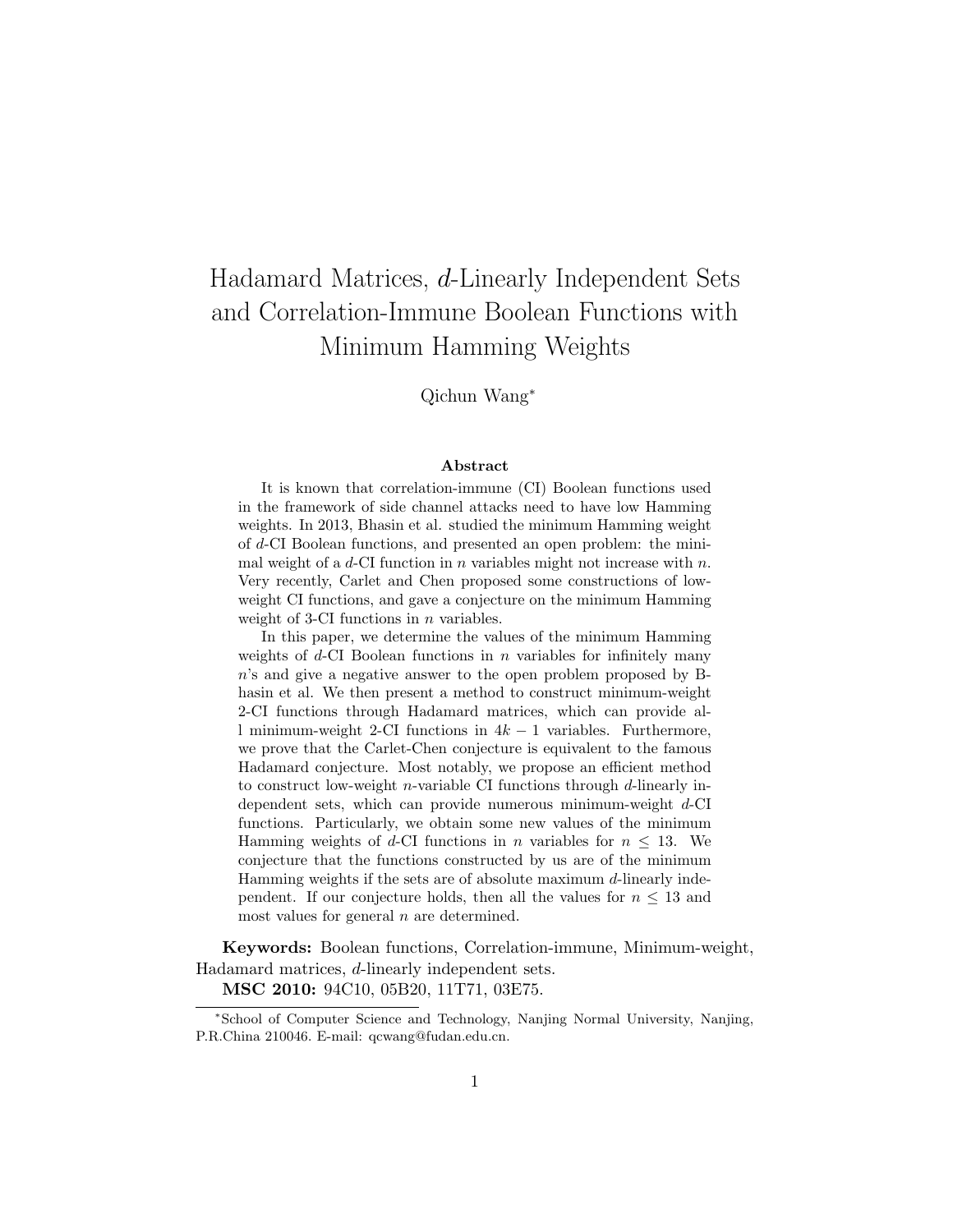# Hadamard Matrices, $d$-Linearly Independent Sets and Correlation-Immune Boolean Functions with Minimum Hamming Weights

Qichun Wang*

### Abstract

It is known that correlation-immune (CI) Boolean functions used in the framework of side channel attacks need to have low Hamming weights. In 2013, Bhasin et al. studied the minimum Hamming weight of $d$-CI Boolean functions, and presented an open problem: the minimal weight of a $d$-CI function in $n$ variables might not increase with $n$. Very recently, Carlet and Chen proposed some constructions of low-weight CI functions, and gave a conjecture on the minimum Hamming weight of 3-CI functions in $n$ variables.

In this paper, we determine the values of the minimum Hamming weights of $d$-CI Boolean functions in $n$ variables for infinitely many $n$'s and give a negative answer to the open problem proposed by Bhasin et al. We then present a method to construct minimum-weight 2-CI functions through Hadamard matrices, which can provide all minimum-weight 2-CI functions in $4k-1$ variables. Furthermore, we prove that the Carlet-Chen conjecture is equivalent to the famous Hadamard conjecture. Most notably, we propose an efficient method to construct low-weight $n$-variable CI functions through $d$-linearly independent sets, which can provide numerous minimum-weight $d$-CI functions. Particularly, we obtain some new values of the minimum Hamming weights of $d$-CI functions in $n$ variables for $n \leq 13$. We conjecture that the functions constructed by us are of the minimum Hamming weights if the sets are of absolute maximum $d$-linearly independent. If our conjecture holds, then all the values for $n \leq 13$ and most values for general $n$ are determined.

**Keywords:** Boolean functions, Correlation-immune, Minimum-weight, Hadamard matrices, $d$-linearly independent sets.

**MSC 2010:** 94C10, 05B20, 11T71, 03E75.

---

*School of Computer Science and Technology, Nanjing Normal University, Nanjing, P.R.China 210046. E-mail: qcwang@fudan.edu.cn.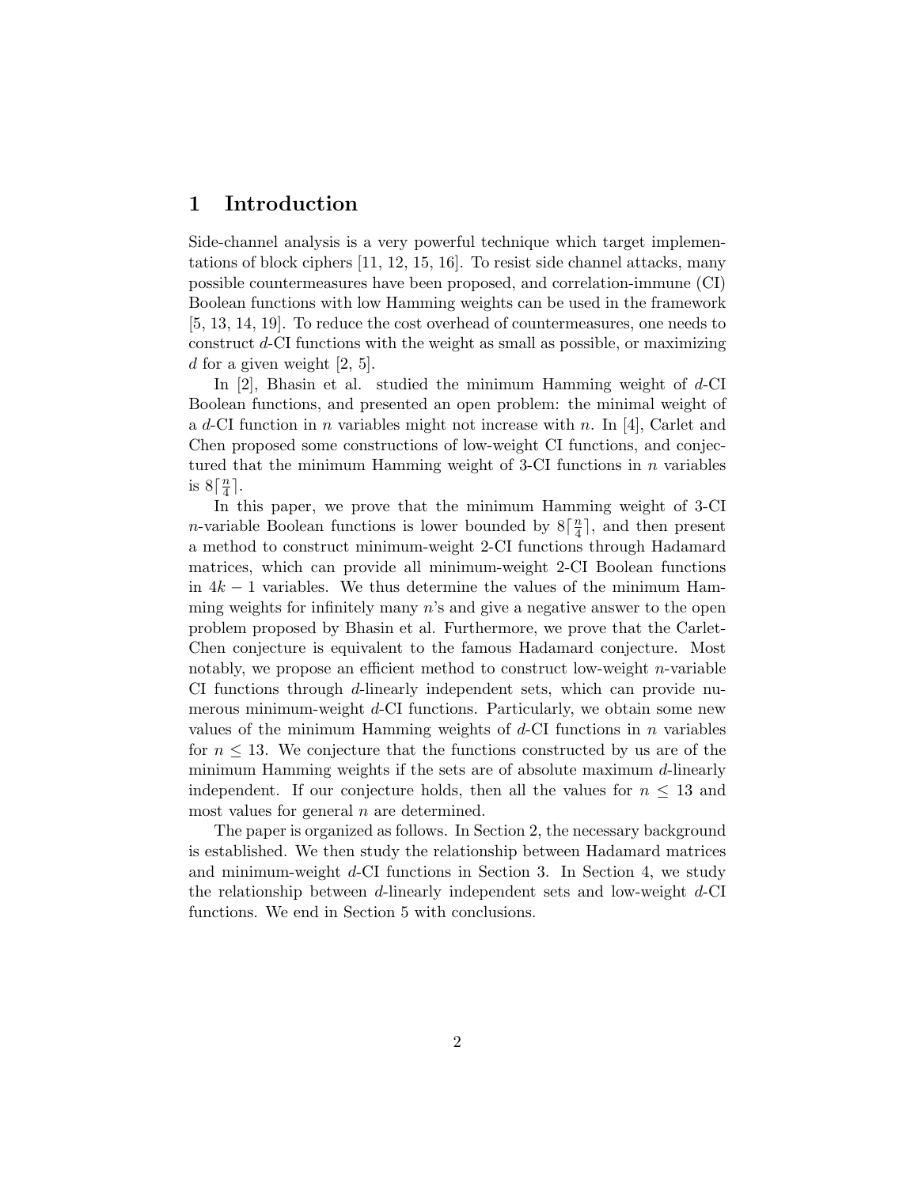## 1 Introduction

Side-channel analysis is a very powerful technique which target implementations of block ciphers [11, 12, 15, 16]. To resist side channel attacks, many possible countermeasures have been proposed, and correlation-immune (CI) Boolean functions with low Hamming weights can be used in the framework [5, 13, 14, 19]. To reduce the cost overhead of countermeasures, one needs to construct $d$-CI functions with the weight as small as possible, or maximizing $d$ for a given weight [2, 5].

In [2], Bhasin et al. studied the minimum Hamming weight of $d$-CI Boolean functions, and presented an open problem: the minimal weight of a $d$-CI function in $n$ variables might not increase with $n$. In [4], Carlet and Chen proposed some constructions of low-weight CI functions, and conjectured that the minimum Hamming weight of 3-CI functions in $n$ variables is $8\lceil \frac{n}{4} \rceil$.

In this paper, we prove that the minimum Hamming weight of 3-CI $n$-variable Boolean functions is lower bounded by $8\lceil \frac{n}{4} \rceil$, and then present a method to construct minimum-weight 2-CI functions through Hadamard matrices, which can provide all minimum-weight 2-CI Boolean functions in $4k-1$ variables. We thus determine the values of the minimum Hamming weights for infinitely many $n$'s and give a negative answer to the open problem proposed by Bhasin et al. Furthermore, we prove that the Carlet-Chen conjecture is equivalent to the famous Hadamard conjecture. Most notably, we propose an efficient method to construct low-weight $n$-variable CI functions through $d$-linearly independent sets, which can provide numerous minimum-weight $d$-CI functions. Particularly, we obtain some new values of the minimum Hamming weights of $d$-CI functions in $n$ variables for $n \leq 13$. We conjecture that the functions constructed by us are of the minimum Hamming weights if the sets are of absolute maximum $d$-linearly independent. If our conjecture holds, then all the values for $n \leq 13$ and most values for general $n$ are determined.

The paper is organized as follows. In Section 2, the necessary background is established. We then study the relationship between Hadamard matrices and minimum-weight $d$-CI functions in Section 3. In Section 4, we study the relationship between $d$-linearly independent sets and low-weight $d$-CI functions. We end in Section 5 with conclusions.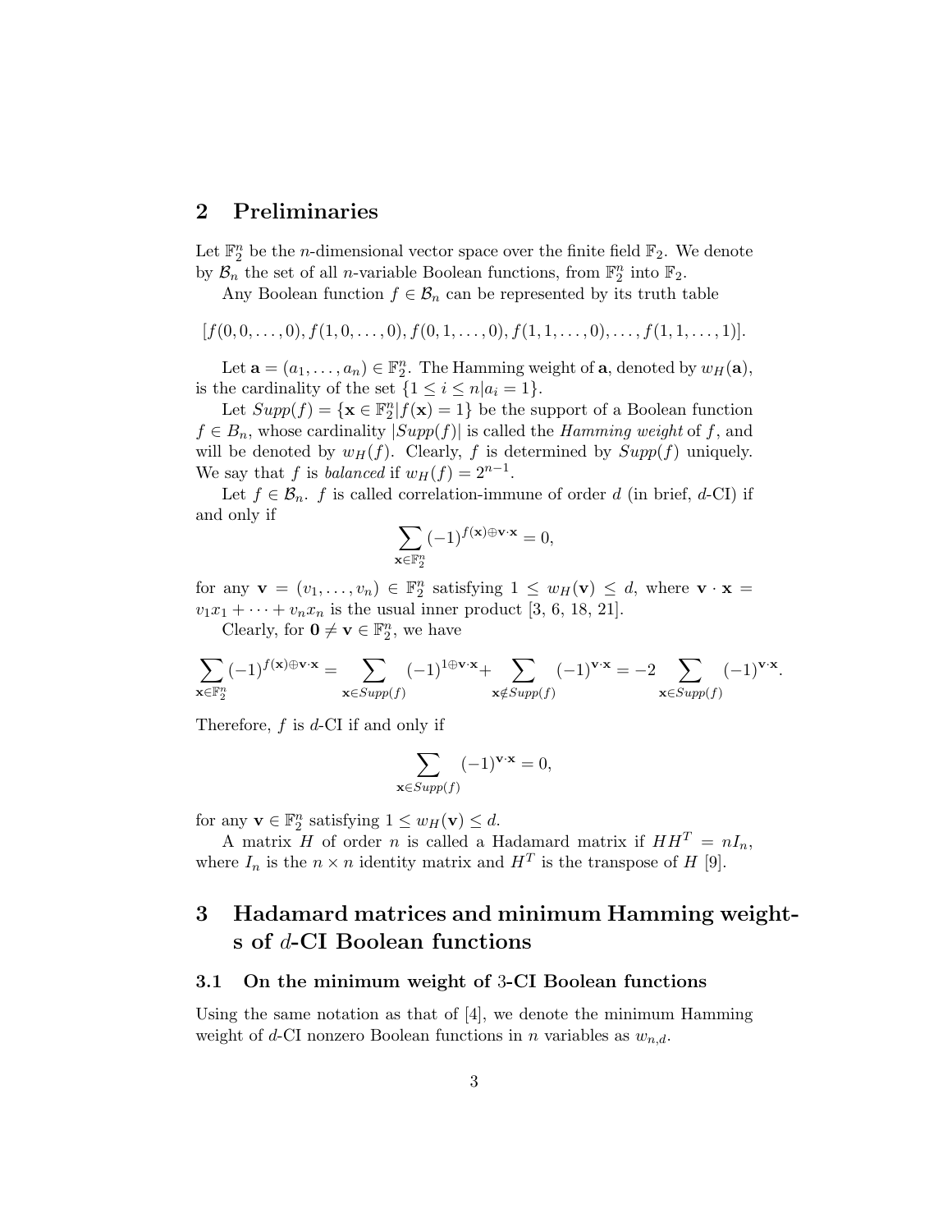## 2 Preliminaries

Let $\mathbb{F}_2^n$ be the $n$-dimensional vector space over the finite field $\mathbb{F}_2$. We denote by $\mathcal{B}_n$ the set of all $n$-variable Boolean functions, from $\mathbb{F}_2^n$ into $\mathbb{F}_2$.

Any Boolean function $f \in \mathcal{B}_n$ can be represented by its truth table

$$[f(0,0,\ldots,0), f(1,0,\ldots,0), f(0,1,\ldots,0), f(1,1,\ldots,0), \ldots, f(1,1,\ldots,1)].$$

Let $\mathbf{a} = (a_1, \ldots, a_n) \in \mathbb{F}_2^n$. The Hamming weight of $\mathbf{a}$, denoted by $w_H(\mathbf{a})$, is the cardinality of the set $\{1 \le i \le n | a_i = 1\}$.

Let $Supp(f) = \{\mathbf{x} \in \mathbb{F}_2^n | f(\mathbf{x}) = 1\}$ be the support of a Boolean function $f \in B_n$, whose cardinality $|Supp(f)|$ is called the *Hamming weight* of $f$, and will be denoted by $w_H(f)$. Clearly, $f$ is determined by $Supp(f)$ uniquely. We say that $f$ is *balanced* if $w_H(f) = 2^{n-1}$.

Let $f \in \mathcal{B}_n$. $f$ is called correlation-immune of order $d$ (in brief, $d$-CI) if and only if

$$\sum_{\mathbf{x} \in \mathbb{F}_2^n} (-1)^{f(\mathbf{x}) \oplus \mathbf{v} \cdot \mathbf{x}} = 0,$$

for any $\mathbf{v} = (v_1, \ldots, v_n) \in \mathbb{F}_2^n$ satisfying $1 \le w_H(\mathbf{v}) \le d$, where $\mathbf{v} \cdot \mathbf{x} = v_1 x_1 + \cdots + v_n x_n$ is the usual inner product [3, 6, 18, 21].

Clearly, for $\mathbf{0} \ne \mathbf{v} \in \mathbb{F}_2^n$, we have

$$\sum_{\mathbf{x} \in \mathbb{F}_2^n} (-1)^{f(\mathbf{x}) \oplus \mathbf{v} \cdot \mathbf{x}} = \sum_{\mathbf{x} \in Supp(f)} (-1)^{1 \oplus \mathbf{v} \cdot \mathbf{x}} + \sum_{\mathbf{x} \notin Supp(f)} (-1)^{\mathbf{v} \cdot \mathbf{x}} = -2 \sum_{\mathbf{x} \in Supp(f)} (-1)^{\mathbf{v} \cdot \mathbf{x}}.$$

Therefore, $f$ is $d$-CI if and only if

$$\sum_{\mathbf{x} \in Supp(f)} (-1)^{\mathbf{v} \cdot \mathbf{x}} = 0,$$

for any $\mathbf{v} \in \mathbb{F}_2^n$ satisfying $1 \le w_H(\mathbf{v}) \le d$.

A matrix $H$ of order $n$ is called a Hadamard matrix if $HH^T = nI_n$, where $I_n$ is the $n \times n$ identity matrix and $H^T$ is the transpose of $H$ [9].

## 3 Hadamard matrices and minimum Hamming weights of $d$-CI Boolean functions

### 3.1 On the minimum weight of 3-CI Boolean functions

Using the same notation as that of [4], we denote the minimum Hamming weight of $d$-CI nonzero Boolean functions in $n$ variables as $w_{n,d}$.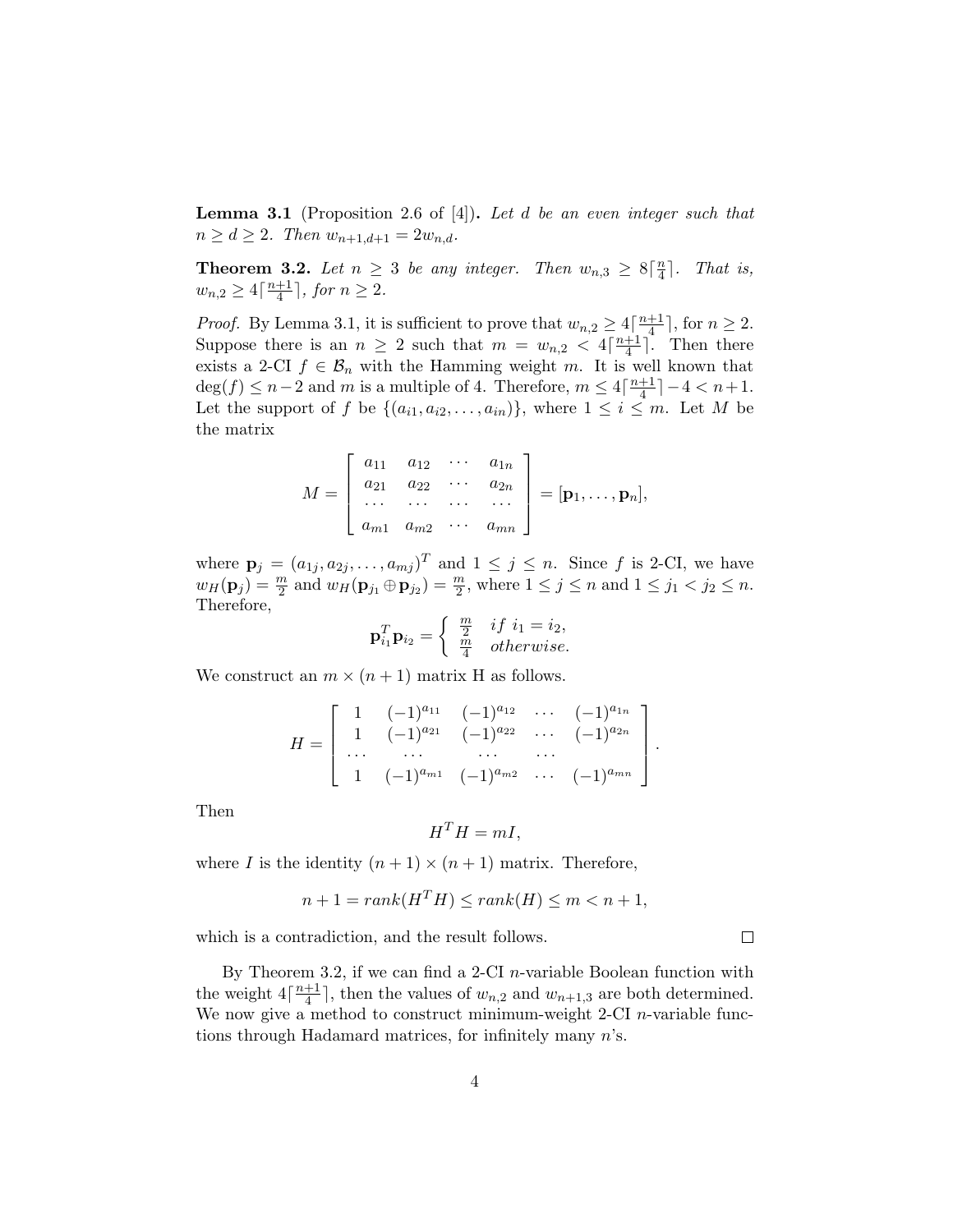**Lemma 3.1** (Proposition 2.6 of [4])**.** *Let $d$ be an even integer such that $n \geq d \geq 2$. Then $w_{n+1,d+1} = 2w_{n,d}$.*

**Theorem 3.2.** *Let $n \geq 3$ be any integer. Then $w_{n,3} \geq 8\lceil \frac{n}{4} \rceil$. That is, $w_{n,2} \geq 4\lceil \frac{n+1}{4} \rceil$, for $n \geq 2$.*

*Proof.* By Lemma 3.1, it is sufficient to prove that $w_{n,2} \geq 4\lceil \frac{n+1}{4} \rceil$, for $n \geq 2$. Suppose there is an $n \geq 2$ such that $m = w_{n,2} < 4\lceil \frac{n+1}{4} \rceil$. Then there exists a 2-CI $f \in \mathcal{B}_n$ with the Hamming weight $m$. It is well known that $\deg(f) \leq n-2$ and $m$ is a multiple of 4. Therefore, $m \leq 4\lceil \frac{n+1}{4} \rceil - 4 < n+1$. Let the support of $f$ be $\{(a_{i1}, a_{i2}, \ldots, a_{in})\}$, where $1 \leq i \leq m$. Let $M$ be the matrix

$$M = \begin{bmatrix} a_{11} & a_{12} & \cdots & a_{1n} \\ a_{21} & a_{22} & \cdots & a_{2n} \\ \cdots & \cdots & \cdots & \cdots \\ a_{m1} & a_{m2} & \cdots & a_{mn} \end{bmatrix} = [\mathbf{p}_1, \ldots, \mathbf{p}_n],$$

where $\mathbf{p}_j = (a_{1j}, a_{2j}, \ldots, a_{mj})^T$ and $1 \leq j \leq n$. Since $f$ is 2-CI, we have $w_H(\mathbf{p}_j) = \frac{m}{2}$ and $w_H(\mathbf{p}_{j_1} \oplus \mathbf{p}_{j_2}) = \frac{m}{2}$, where $1 \leq j \leq n$ and $1 \leq j_1 < j_2 \leq n$. Therefore,

$$\mathbf{p}_{i_1}^T \mathbf{p}_{i_2} = \begin{cases} \frac{m}{2} & if\ i_1 = i_2, \\ \frac{m}{4} & otherwise. \end{cases}$$

We construct an $m \times (n+1)$ matrix H as follows.

$$H = \begin{bmatrix} 1 & (-1)^{a_{11}} & (-1)^{a_{12}} & \cdots & (-1)^{a_{1n}} \\ 1 & (-1)^{a_{21}} & (-1)^{a_{22}} & \cdots & (-1)^{a_{2n}} \\ \cdots & \cdots & \cdots & \cdots & \\ 1 & (-1)^{a_{m1}} & (-1)^{a_{m2}} & \cdots & (-1)^{a_{mn}} \end{bmatrix}.$$

Then

$$H^T H = mI,$$

where $I$ is the identity $(n+1) \times (n+1)$ matrix. Therefore,

$$n+1 = rank(H^T H) \leq rank(H) \leq m < n+1,$$

which is a contradiction, and the result follows. $\square$

By Theorem 3.2, if we can find a 2-CI $n$-variable Boolean function with the weight $4\lceil \frac{n+1}{4} \rceil$, then the values of $w_{n,2}$ and $w_{n+1,3}$ are both determined. We now give a method to construct minimum-weight 2-CI $n$-variable functions through Hadamard matrices, for infinitely many $n$'s.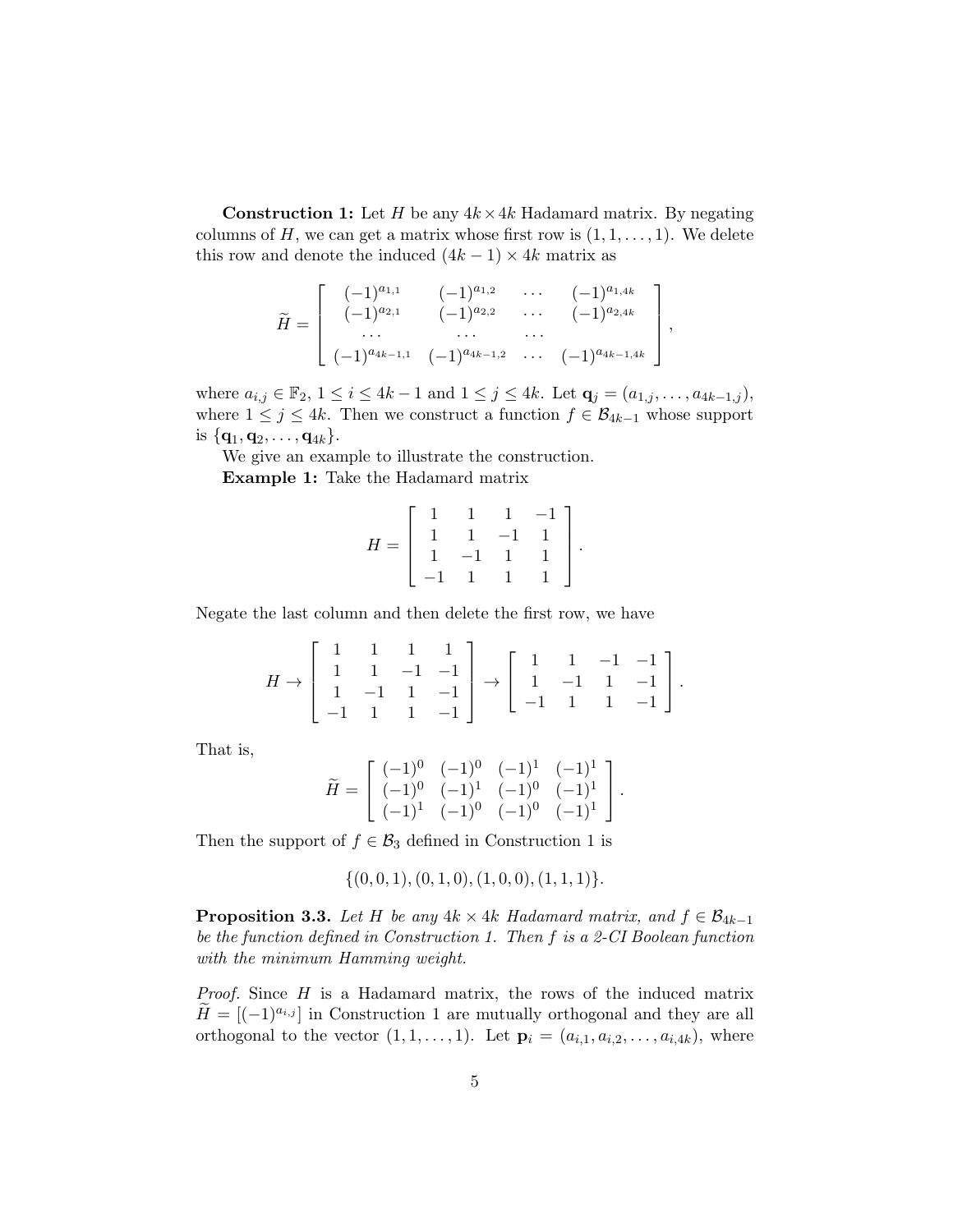**Construction 1:** Let $H$ be any $4k \times 4k$ Hadamard matrix. By negating columns of $H$, we can get a matrix whose first row is $(1, 1, \ldots, 1)$. We delete this row and denote the induced $(4k-1) \times 4k$ matrix as

$$\widetilde{H} = \begin{bmatrix} (-1)^{a_{1,1}} & (-1)^{a_{1,2}} & \cdots & (-1)^{a_{1,4k}} \\ (-1)^{a_{2,1}} & (-1)^{a_{2,2}} & \cdots & (-1)^{a_{2,4k}} \\ \cdots & \cdots & \cdots & \\ (-1)^{a_{4k-1,1}} & (-1)^{a_{4k-1,2}} & \cdots & (-1)^{a_{4k-1,4k}} \end{bmatrix},$$

where $a_{i,j} \in \mathbb{F}_2$, $1 \leq i \leq 4k-1$ and $1 \leq j \leq 4k$. Let $\mathbf{q}_j = (a_{1,j}, \ldots, a_{4k-1,j})$, where $1 \leq j \leq 4k$. Then we construct a function $f \in \mathcal{B}_{4k-1}$ whose support is $\{\mathbf{q}_1, \mathbf{q}_2, \ldots, \mathbf{q}_{4k}\}$.

We give an example to illustrate the construction.

**Example 1:** Take the Hadamard matrix

$$H = \begin{bmatrix} 1 & 1 & 1 & -1 \\ 1 & 1 & -1 & 1 \\ 1 & -1 & 1 & 1 \\ -1 & 1 & 1 & 1 \end{bmatrix}.$$

Negate the last column and then delete the first row, we have

$$H \to \begin{bmatrix} 1 & 1 & 1 & 1 \\ 1 & 1 & -1 & -1 \\ 1 & -1 & 1 & -1 \\ -1 & 1 & 1 & -1 \end{bmatrix} \to \begin{bmatrix} 1 & 1 & -1 & -1 \\ 1 & -1 & 1 & -1 \\ -1 & 1 & 1 & -1 \end{bmatrix}.$$

That is,

$$\widetilde{H} = \begin{bmatrix} (-1)^0 & (-1)^0 & (-1)^1 & (-1)^1 \\ (-1)^0 & (-1)^1 & (-1)^0 & (-1)^1 \\ (-1)^1 & (-1)^0 & (-1)^0 & (-1)^1 \end{bmatrix}.$$

Then the support of $f \in \mathcal{B}_3$ defined in Construction 1 is

$$\{(0,0,1), (0,1,0), (1,0,0), (1,1,1)\}.$$

**Proposition 3.3.** *Let $H$ be any $4k \times 4k$ Hadamard matrix, and $f \in \mathcal{B}_{4k-1}$ be the function defined in Construction 1. Then $f$ is a 2-CI Boolean function with the minimum Hamming weight.*

*Proof.* Since $H$ is a Hadamard matrix, the rows of the induced matrix $\widetilde{H} = [(-1)^{a_{i,j}}]$ in Construction 1 are mutually orthogonal and they are all orthogonal to the vector $(1, 1, \ldots, 1)$. Let $\mathbf{p}_i = (a_{i,1}, a_{i,2}, \ldots, a_{i,4k})$, where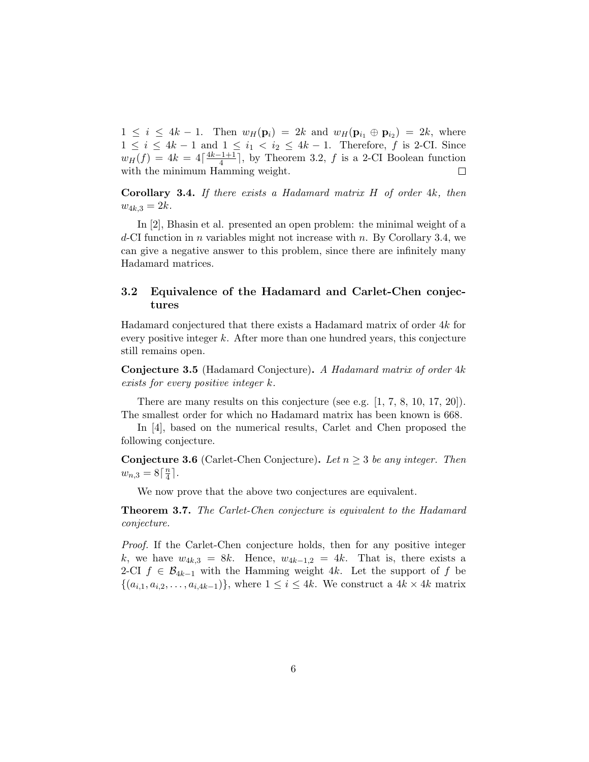$1 \leq i \leq 4k-1$. Then $w_H(\mathbf{p}_i) = 2k$ and $w_H(\mathbf{p}_{i_1} \oplus \mathbf{p}_{i_2}) = 2k$, where $1 \leq i \leq 4k-1$ and $1 \leq i_1 < i_2 \leq 4k-1$. Therefore, $f$ is 2-CI. Since $w_H(f) = 4k = 4\lceil \frac{4k-1+1}{4} \rceil$, by Theorem 3.2, $f$ is a 2-CI Boolean function with the minimum Hamming weight. $\square$

**Corollary 3.4.** *If there exists a Hadamard matrix $H$ of order $4k$, then $w_{4k,3} = 2k$.*

In [2], Bhasin et al. presented an open problem: the minimal weight of a $d$-CI function in $n$ variables might not increase with $n$. By Corollary 3.4, we can give a negative answer to this problem, since there are infinitely many Hadamard matrices.

### 3.2 Equivalence of the Hadamard and Carlet-Chen conjectures

Hadamard conjectured that there exists a Hadamard matrix of order $4k$ for every positive integer $k$. After more than one hundred years, this conjecture still remains open.

**Conjecture 3.5** (Hadamard Conjecture)**.** *A Hadamard matrix of order $4k$ exists for every positive integer $k$.*

There are many results on this conjecture (see e.g. [1, 7, 8, 10, 17, 20]). The smallest order for which no Hadamard matrix has been known is 668.

In [4], based on the numerical results, Carlet and Chen proposed the following conjecture.

**Conjecture 3.6** (Carlet-Chen Conjecture)**.** *Let $n \geq 3$ be any integer. Then $w_{n,3} = 8\lceil \frac{n}{4} \rceil$.*

We now prove that the above two conjectures are equivalent.

**Theorem 3.7.** *The Carlet-Chen conjecture is equivalent to the Hadamard conjecture.*

*Proof.* If the Carlet-Chen conjecture holds, then for any positive integer $k$, we have $w_{4k,3} = 8k$. Hence, $w_{4k-1,2} = 4k$. That is, there exists a 2-CI $f \in \mathcal{B}_{4k-1}$ with the Hamming weight $4k$. Let the support of $f$ be $\{(a_{i,1}, a_{i,2}, \ldots, a_{i,4k-1})\}$, where $1 \leq i \leq 4k$. We construct a $4k \times 4k$ matrix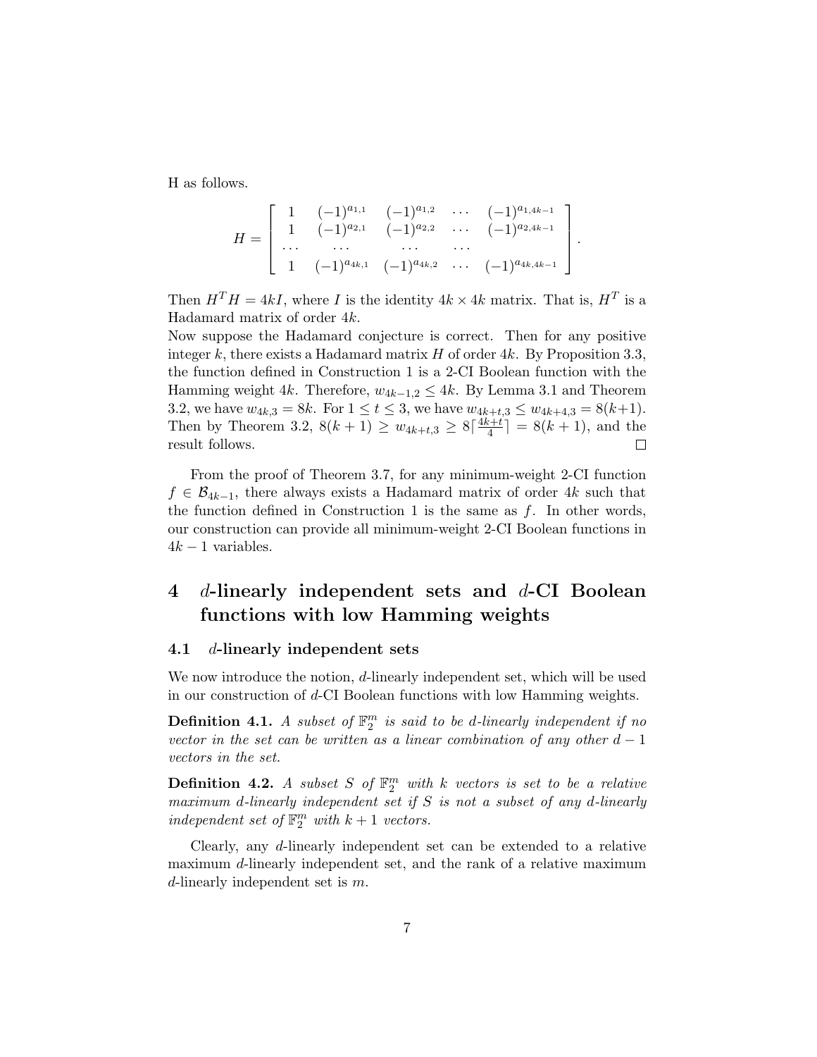H as follows.

$$H = \begin{bmatrix} 1 & (-1)^{a_{1,1}} & (-1)^{a_{1,2}} & \cdots & (-1)^{a_{1,4k-1}} \\ 1 & (-1)^{a_{2,1}} & (-1)^{a_{2,2}} & \cdots & (-1)^{a_{2,4k-1}} \\ \cdots & \cdots & \cdots & \cdots & \\ 1 & (-1)^{a_{4k,1}} & (-1)^{a_{4k,2}} & \cdots & (-1)^{a_{4k,4k-1}} \end{bmatrix}.$$

Then $H^T H = 4kI$, where $I$ is the identity $4k \times 4k$ matrix. That is, $H^T$ is a Hadamard matrix of order $4k$.
Now suppose the Hadamard conjecture is correct. Then for any positive integer $k$, there exists a Hadamard matrix $H$ of order $4k$. By Proposition 3.3, the function defined in Construction 1 is a 2-CI Boolean function with the Hamming weight $4k$. Therefore, $w_{4k-1,2} \leq 4k$. By Lemma 3.1 and Theorem 3.2, we have $w_{4k,3} = 8k$. For $1 \leq t \leq 3$, we have $w_{4k+t,3} \leq w_{4k+4,3} = 8(k+1)$. Then by Theorem 3.2, $8(k+1) \geq w_{4k+t,3} \geq 8\lceil \frac{4k+t}{4} \rceil = 8(k+1)$, and the result follows. $\square$

From the proof of Theorem 3.7, for any minimum-weight 2-CI function $f \in \mathcal{B}_{4k-1}$, there always exists a Hadamard matrix of order $4k$ such that the function defined in Construction 1 is the same as $f$. In other words, our construction can provide all minimum-weight 2-CI Boolean functions in $4k-1$ variables.

## 4 $d$-linearly independent sets and $d$-CI Boolean functions with low Hamming weights

### 4.1 $d$-linearly independent sets

We now introduce the notion, $d$-linearly independent set, which will be used in our construction of $d$-CI Boolean functions with low Hamming weights.

**Definition 4.1.** *A subset of $\mathbb{F}_2^m$ is said to be $d$-linearly independent if no vector in the set can be written as a linear combination of any other $d-1$ vectors in the set.*

**Definition 4.2.** *A subset $S$ of $\mathbb{F}_2^m$ with $k$ vectors is set to be a relative maximum $d$-linearly independent set if $S$ is not a subset of any $d$-linearly independent set of $\mathbb{F}_2^m$ with $k+1$ vectors.*

Clearly, any $d$-linearly independent set can be extended to a relative maximum $d$-linearly independent set, and the rank of a relative maximum $d$-linearly independent set is $m$.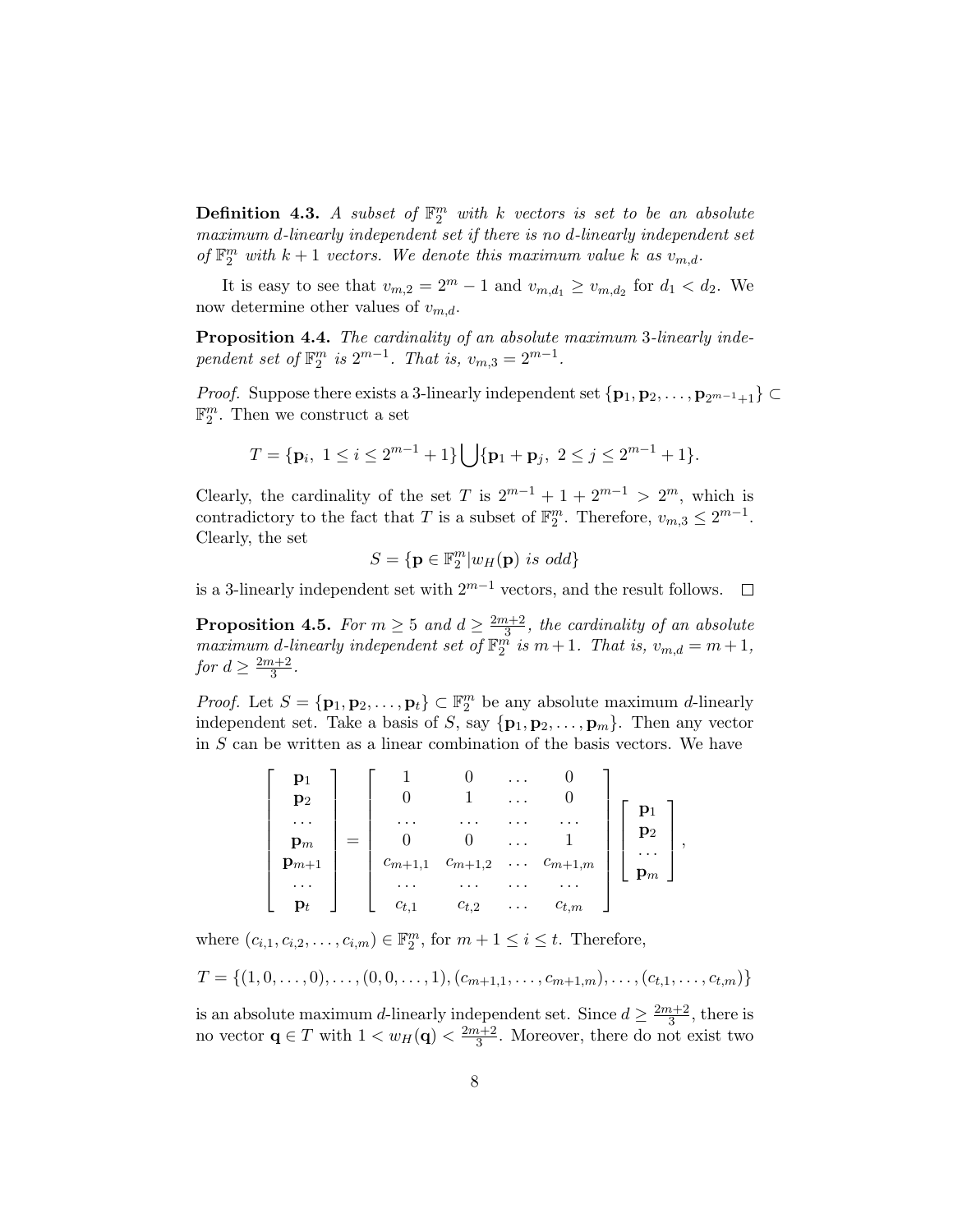**Definition 4.3.** *A subset of $\mathbb{F}_2^m$ with $k$ vectors is set to be an absolute maximum $d$-linearly independent set if there is no $d$-linearly independent set of $\mathbb{F}_2^m$ with $k+1$ vectors. We denote this maximum value $k$ as $v_{m,d}$.*

It is easy to see that $v_{m,2} = 2^m - 1$ and $v_{m,d_1} \geq v_{m,d_2}$ for $d_1 < d_2$. We now determine other values of $v_{m,d}$.

**Proposition 4.4.** *The cardinality of an absolute maximum 3-linearly independent set of $\mathbb{F}_2^m$ is $2^{m-1}$. That is, $v_{m,3} = 2^{m-1}$.*

*Proof.* Suppose there exists a 3-linearly independent set $\{\mathbf{p}_1, \mathbf{p}_2, \ldots, \mathbf{p}_{2^{m-1}+1}\} \subset \mathbb{F}_2^m$. Then we construct a set

$$T = \{\mathbf{p}_i,\ 1 \leq i \leq 2^{m-1}+1\} \bigcup \{\mathbf{p}_1 + \mathbf{p}_j,\ 2 \leq j \leq 2^{m-1}+1\}.$$

Clearly, the cardinality of the set $T$ is $2^{m-1} + 1 + 2^{m-1} > 2^m$, which is contradictory to the fact that $T$ is a subset of $\mathbb{F}_2^m$. Therefore, $v_{m,3} \leq 2^{m-1}$. Clearly, the set

$$S = \{\mathbf{p} \in \mathbb{F}_2^m | w_H(\mathbf{p}) \textit{ is odd}\}$$

is a 3-linearly independent set with $2^{m-1}$ vectors, and the result follows. $\square$

**Proposition 4.5.** *For $m \geq 5$ and $d \geq \frac{2m+2}{3}$, the cardinality of an absolute maximum $d$-linearly independent set of $\mathbb{F}_2^m$ is $m+1$. That is, $v_{m,d} = m+1$, for $d \geq \frac{2m+2}{3}$.*

*Proof.* Let $S = \{\mathbf{p}_1, \mathbf{p}_2, \ldots, \mathbf{p}_t\} \subset \mathbb{F}_2^m$ be any absolute maximum $d$-linearly independent set. Take a basis of $S$, say $\{\mathbf{p}_1, \mathbf{p}_2, \ldots, \mathbf{p}_m\}$. Then any vector in $S$ can be written as a linear combination of the basis vectors. We have

$$\begin{bmatrix} \mathbf{p}_1 \\ \mathbf{p}_2 \\ \cdots \\ \mathbf{p}_m \\ \mathbf{p}_{m+1} \\ \cdots \\ \mathbf{p}_t \end{bmatrix} = \begin{bmatrix} 1 & 0 & \ldots & 0 \\ 0 & 1 & \ldots & 0 \\ \cdots & \cdots & \cdots & \cdots \\ 0 & 0 & \ldots & 1 \\ c_{m+1,1} & c_{m+1,2} & \cdots & c_{m+1,m} \\ \cdots & \cdots & \cdots & \cdots \\ c_{t,1} & c_{t,2} & \cdots & c_{t,m} \end{bmatrix} \begin{bmatrix} \mathbf{p}_1 \\ \mathbf{p}_2 \\ \cdots \\ \mathbf{p}_m \end{bmatrix},$$

where $(c_{i,1}, c_{i,2}, \ldots, c_{i,m}) \in \mathbb{F}_2^m$, for $m+1 \leq i \leq t$. Therefore,

$$T = \{(1,0,\ldots,0), \ldots, (0,0,\ldots,1), (c_{m+1,1}, \ldots, c_{m+1,m}), \ldots, (c_{t,1}, \ldots, c_{t,m})\}$$

is an absolute maximum $d$-linearly independent set. Since $d \geq \frac{2m+2}{3}$, there is no vector $\mathbf{q} \in T$ with $1 < w_H(\mathbf{q}) < \frac{2m+2}{3}$. Moreover, there do not exist two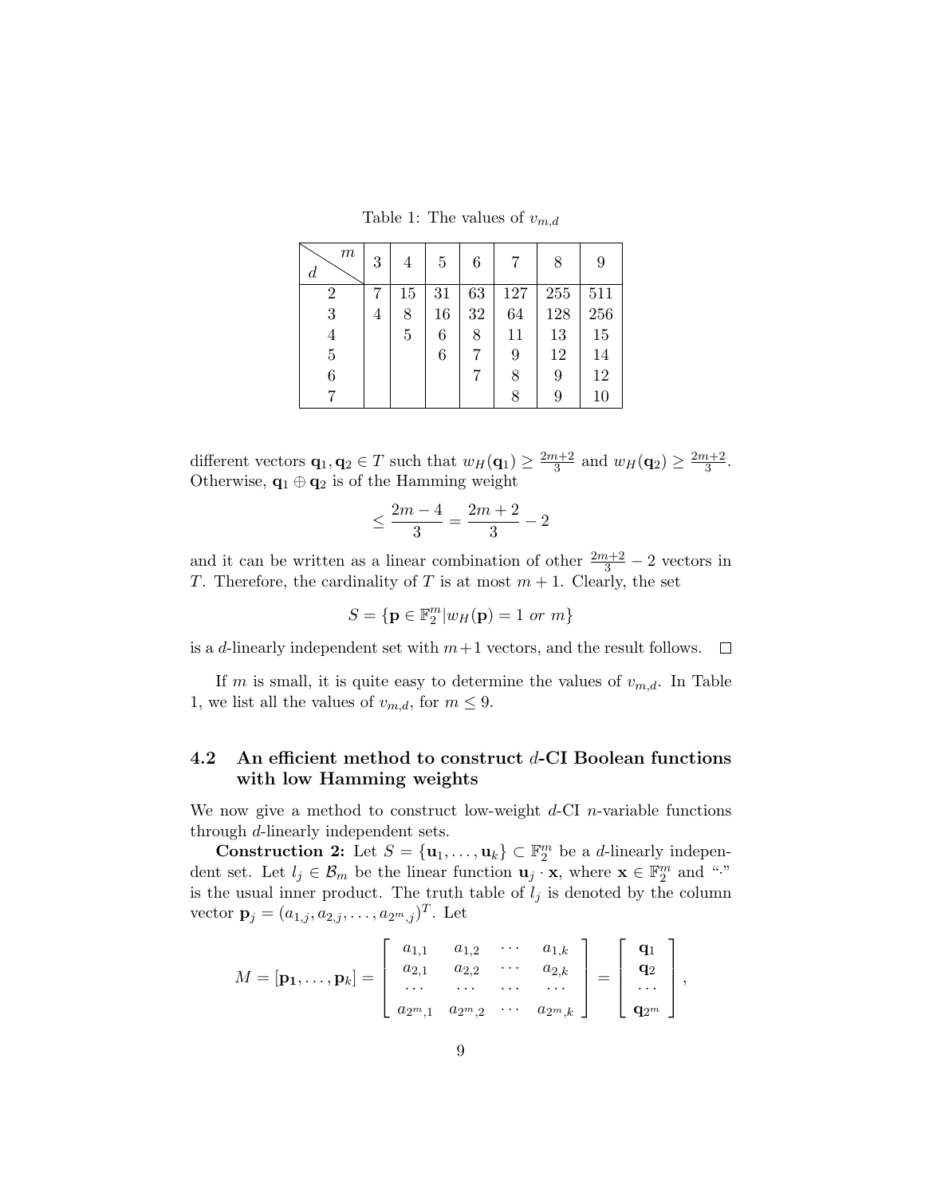Table 1: The values of $v_{m,d}$

| $d$ \ $m$ | 3 | 4 | 5 | 6 | 7 | 8 | 9 |
|---|---|---|---|---|---|---|---|
| 2 | 7 | 15 | 31 | 63 | 127 | 255 | 511 |
| 3 | 4 | 8 | 16 | 32 | 64 | 128 | 256 |
| 4 | | 5 | 6 | 8 | 11 | 13 | 15 |
| 5 | | | 6 | 7 | 9 | 12 | 14 |
| 6 | | | | 7 | 8 | 9 | 12 |
| 7 | | | | | 8 | 9 | 10 |

different vectors $\mathbf{q}_1, \mathbf{q}_2 \in T$ such that $w_H(\mathbf{q}_1) \geq \frac{2m+2}{3}$ and $w_H(\mathbf{q}_2) \geq \frac{2m+2}{3}$. Otherwise, $\mathbf{q}_1 \oplus \mathbf{q}_2$ is of the Hamming weight

$$\leq \frac{2m-4}{3} = \frac{2m+2}{3} - 2$$

and it can be written as a linear combination of other $\frac{2m+2}{3} - 2$ vectors in $T$. Therefore, the cardinality of $T$ is at most $m+1$. Clearly, the set

$$S = \{\mathbf{p} \in \mathbb{F}_2^m | w_H(\mathbf{p}) = 1 \text{ } or \text{ } m\}$$

is a $d$-linearly independent set with $m+1$ vectors, and the result follows. $\square$

If $m$ is small, it is quite easy to determine the values of $v_{m,d}$. In Table 1, we list all the values of $v_{m,d}$, for $m \leq 9$.

### 4.2 An efficient method to construct $d$-CI Boolean functions with low Hamming weights

We now give a method to construct low-weight $d$-CI $n$-variable functions through $d$-linearly independent sets.

**Construction 2:** Let $S = \{\mathbf{u}_1, \ldots, \mathbf{u}_k\} \subset \mathbb{F}_2^m$ be a $d$-linearly independent set. Let $l_j \in \mathcal{B}_m$ be the linear function $\mathbf{u}_j \cdot \mathbf{x}$, where $\mathbf{x} \in \mathbb{F}_2^m$ and "$\cdot$" is the usual inner product. The truth table of $l_j$ is denoted by the column vector $\mathbf{p}_j = (a_{1,j}, a_{2,j}, \ldots, a_{2^m,j})^T$. Let

$$M = [\mathbf{p_1}, \ldots, \mathbf{p}_k] = \begin{bmatrix} a_{1,1} & a_{1,2} & \cdots & a_{1,k} \\ a_{2,1} & a_{2,2} & \cdots & a_{2,k} \\ \cdots & \cdots & \cdots & \cdots \\ a_{2^m,1} & a_{2^m,2} & \cdots & a_{2^m,k} \end{bmatrix} = \begin{bmatrix} \mathbf{q}_1 \\ \mathbf{q}_2 \\ \cdots \\ \mathbf{q}_{2^m} \end{bmatrix},$$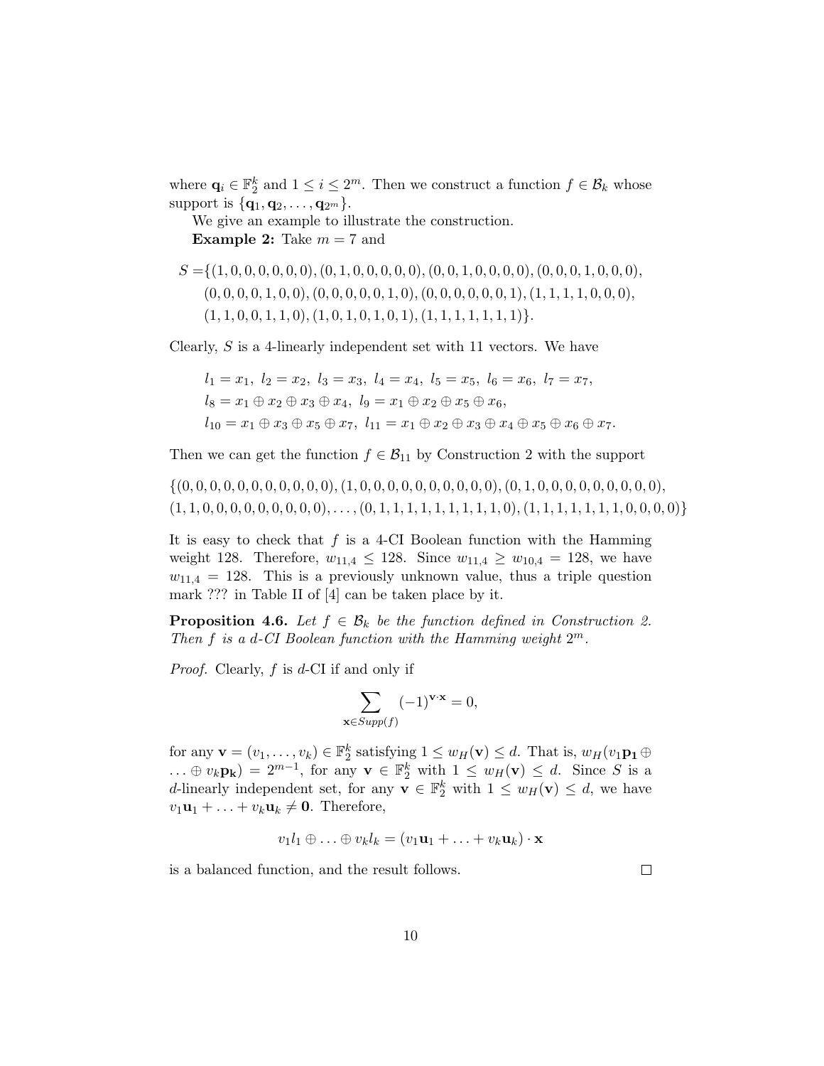where $\mathbf{q}_i \in \mathbb{F}_2^k$ and $1 \leq i \leq 2^m$. Then we construct a function $f \in \mathcal{B}_k$ whose support is $\{\mathbf{q}_1, \mathbf{q}_2, \ldots, \mathbf{q}_{2^m}\}$.

We give an example to illustrate the construction.

**Example 2:** Take $m = 7$ and

$$
\begin{aligned}
S =&\{(1,0,0,0,0,0,0),(0,1,0,0,0,0,0),(0,0,1,0,0,0,0),(0,0,0,1,0,0,0),\\
&(0,0,0,0,1,0,0),(0,0,0,0,0,1,0),(0,0,0,0,0,0,1),(1,1,1,1,0,0,0),\\
&(1,1,0,0,1,1,0),(1,0,1,0,1,0,1),(1,1,1,1,1,1,1)\}.
\end{aligned}
$$

Clearly, $S$ is a 4-linearly independent set with 11 vectors. We have

$$
\begin{aligned}
&l_1 = x_1,\ l_2 = x_2,\ l_3 = x_3,\ l_4 = x_4,\ l_5 = x_5,\ l_6 = x_6,\ l_7 = x_7,\\
&l_8 = x_1 \oplus x_2 \oplus x_3 \oplus x_4,\ l_9 = x_1 \oplus x_2 \oplus x_5 \oplus x_6,\\
&l_{10} = x_1 \oplus x_3 \oplus x_5 \oplus x_7,\ l_{11} = x_1 \oplus x_2 \oplus x_3 \oplus x_4 \oplus x_5 \oplus x_6 \oplus x_7.
\end{aligned}
$$

Then we can get the function $f \in \mathcal{B}_{11}$ by Construction 2 with the support

$$
\begin{aligned}
&\{(0,0,0,0,0,0,0,0,0,0,0),(1,0,0,0,0,0,0,0,0,0,0),(0,1,0,0,0,0,0,0,0,0,0),\\
&(1,1,0,0,0,0,0,0,0,0,0),\ldots,(0,1,1,1,1,1,1,1,1,1,0),(1,1,1,1,1,1,1,0,0,0,0)\}
\end{aligned}
$$

It is easy to check that $f$ is a 4-CI Boolean function with the Hamming weight 128. Therefore, $w_{11,4} \leq 128$. Since $w_{11,4} \geq w_{10,4} = 128$, we have $w_{11,4} = 128$. This is a previously unknown value, thus a triple question mark ??? in Table II of [4] can be taken place by it.

**Proposition 4.6.** *Let $f \in \mathcal{B}_k$ be the function defined in Construction 2. Then $f$ is a $d$-CI Boolean function with the Hamming weight $2^m$.*

*Proof.* Clearly, $f$ is $d$-CI if and only if

$$
\sum_{\mathbf{x} \in Supp(f)} (-1)^{\mathbf{v} \cdot \mathbf{x}} = 0,
$$

for any $\mathbf{v} = (v_1, \ldots, v_k) \in \mathbb{F}_2^k$ satisfying $1 \leq w_H(\mathbf{v}) \leq d$. That is, $w_H(v_1\mathbf{p_1} \oplus \ldots \oplus v_k\mathbf{p_k}) = 2^{m-1}$, for any $\mathbf{v} \in \mathbb{F}_2^k$ with $1 \leq w_H(\mathbf{v}) \leq d$. Since $S$ is a $d$-linearly independent set, for any $\mathbf{v} \in \mathbb{F}_2^k$ with $1 \leq w_H(\mathbf{v}) \leq d$, we have $v_1\mathbf{u}_1 + \ldots + v_k\mathbf{u}_k \neq \mathbf{0}$. Therefore,

$$
v_1 l_1 \oplus \ldots \oplus v_k l_k = (v_1\mathbf{u}_1 + \ldots + v_k\mathbf{u}_k) \cdot \mathbf{x}
$$

is a balanced function, and the result follows. $\square$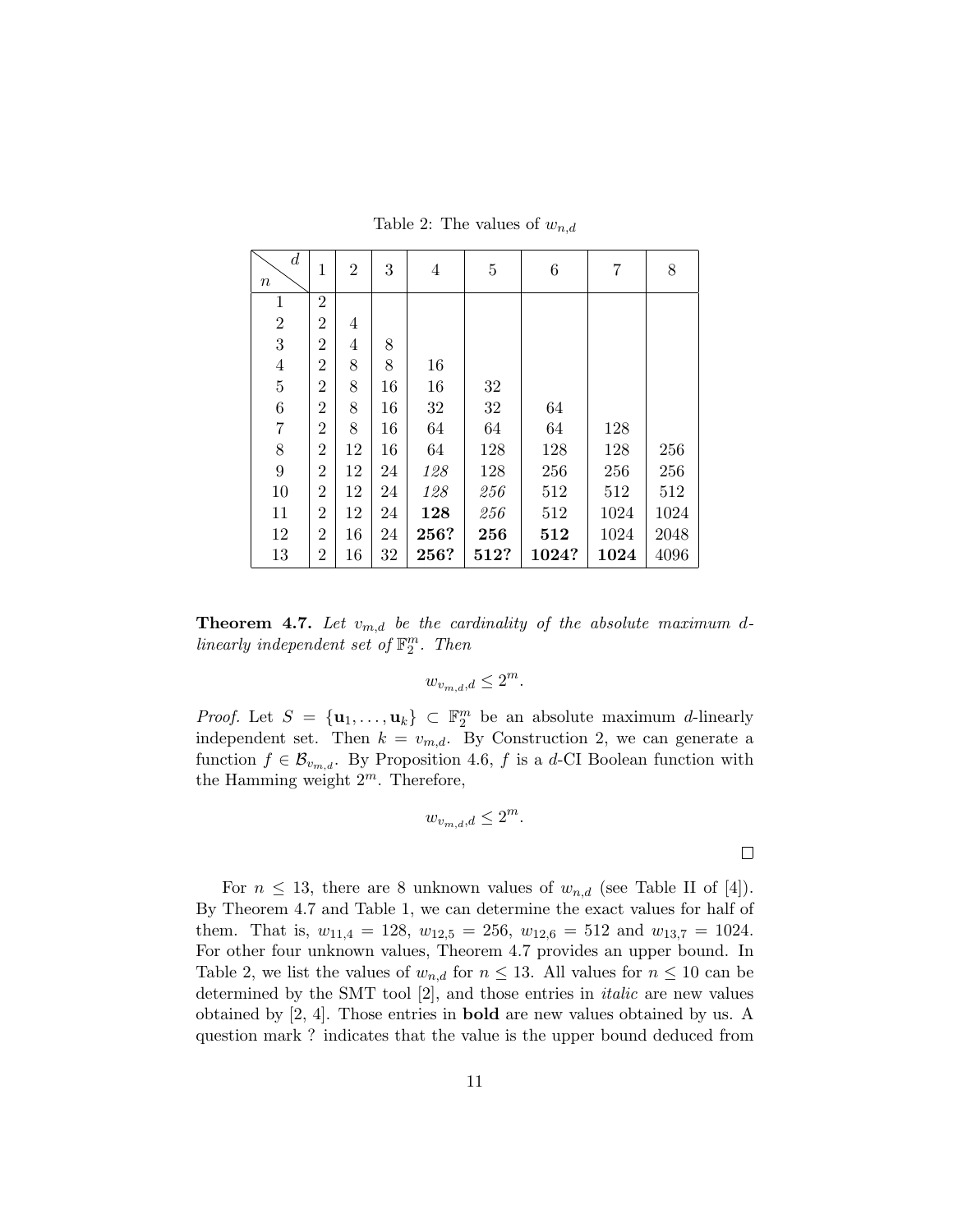Table 2: The values of $w_{n,d}$

| $n$ \ $d$ | 1 | 2 | 3 | 4 | 5 | 6 | 7 | 8 |
|---|---|---|---|---|---|---|---|---|
| 1 | 2 | | | | | | | |
| 2 | 2 | 4 | | | | | | |
| 3 | 2 | 4 | 8 | | | | | |
| 4 | 2 | 8 | 8 | 16 | | | | |
| 5 | 2 | 8 | 16 | 16 | 32 | | | |
| 6 | 2 | 8 | 16 | 32 | 32 | 64 | | |
| 7 | 2 | 8 | 16 | 64 | 64 | 64 | 128 | |
| 8 | 2 | 12 | 16 | 64 | 128 | 128 | 128 | 256 |
| 9 | 2 | 12 | 24 | *128* | 128 | 256 | 256 | 256 |
| 10 | 2 | 12 | 24 | *128* | *256* | 512 | 512 | 512 |
| 11 | 2 | 12 | 24 | **128** | *256* | 512 | 1024 | 1024 |
| 12 | 2 | 16 | 24 | **256?** | **256** | **512** | 1024 | 2048 |
| 13 | 2 | 16 | 32 | **256?** | **512?** | **1024?** | **1024** | 4096 |

**Theorem 4.7.** *Let $v_{m,d}$ be the cardinality of the absolute maximum $d$-linearly independent set of $\mathbb{F}_2^m$. Then*

$$w_{v_{m,d},d} \leq 2^m.$$

*Proof.* Let $S = \{\mathbf{u}_1, \ldots, \mathbf{u}_k\} \subset \mathbb{F}_2^m$ be an absolute maximum $d$-linearly independent set. Then $k = v_{m,d}$. By Construction 2, we can generate a function $f \in \mathcal{B}_{v_{m,d}}$. By Proposition 4.6, $f$ is a $d$-CI Boolean function with the Hamming weight $2^m$. Therefore,

$$w_{v_{m,d},d} \leq 2^m.$$

□

For $n \leq 13$, there are 8 unknown values of $w_{n,d}$ (see Table II of [4]). By Theorem 4.7 and Table 1, we can determine the exact values for half of them. That is, $w_{11,4} = 128$, $w_{12,5} = 256$, $w_{12,6} = 512$ and $w_{13,7} = 1024$. For other four unknown values, Theorem 4.7 provides an upper bound. In Table 2, we list the values of $w_{n,d}$ for $n \leq 13$. All values for $n \leq 10$ can be determined by the SMT tool [2], and those entries in *italic* are new values obtained by [2, 4]. Those entries in **bold** are new values obtained by us. A question mark ? indicates that the value is the upper bound deduced from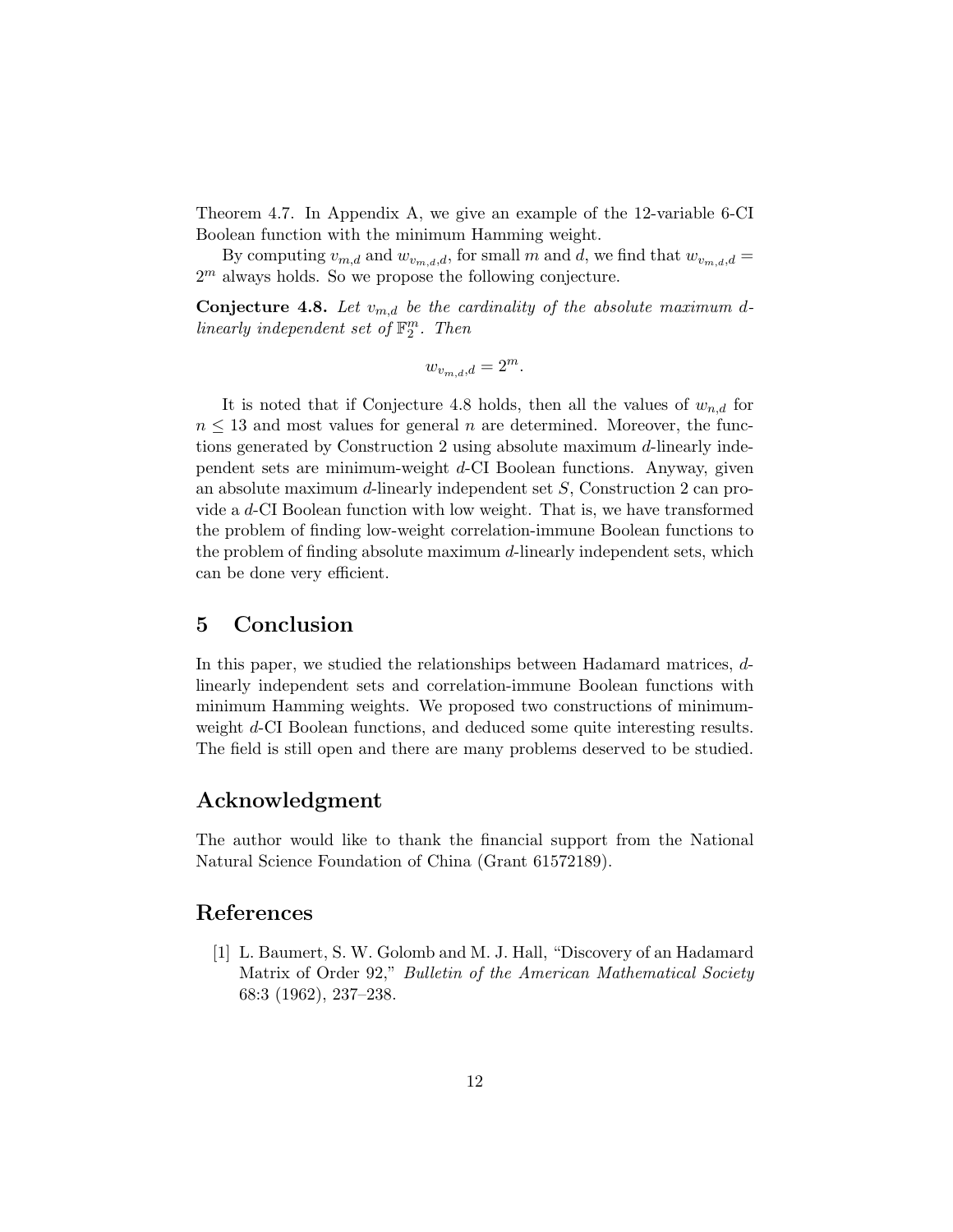Theorem 4.7. In Appendix A, we give an example of the 12-variable 6-CI Boolean function with the minimum Hamming weight.

By computing $v_{m,d}$ and $w_{v_{m,d},d}$, for small $m$ and $d$, we find that $w_{v_{m,d},d} = 2^m$ always holds. So we propose the following conjecture.

**Conjecture 4.8.** *Let $v_{m,d}$ be the cardinality of the absolute maximum $d$-linearly independent set of $\mathbb{F}_2^m$. Then*

$$w_{v_{m,d},d} = 2^m.$$

It is noted that if Conjecture 4.8 holds, then all the values of $w_{n,d}$ for $n \leq 13$ and most values for general $n$ are determined. Moreover, the functions generated by Construction 2 using absolute maximum $d$-linearly independent sets are minimum-weight $d$-CI Boolean functions. Anyway, given an absolute maximum $d$-linearly independent set $S$, Construction 2 can provide a $d$-CI Boolean function with low weight. That is, we have transformed the problem of finding low-weight correlation-immune Boolean functions to the problem of finding absolute maximum $d$-linearly independent sets, which can be done very efficient.

## 5 Conclusion

In this paper, we studied the relationships between Hadamard matrices, $d$-linearly independent sets and correlation-immune Boolean functions with minimum Hamming weights. We proposed two constructions of minimum-weight $d$-CI Boolean functions, and deduced some quite interesting results. The field is still open and there are many problems deserved to be studied.

## Acknowledgment

The author would like to thank the financial support from the National Natural Science Foundation of China (Grant 61572189).

## References

[1] L. Baumert, S. W. Golomb and M. J. Hall, "Discovery of an Hadamard Matrix of Order 92," *Bulletin of the American Mathematical Society* 68:3 (1962), 237–238.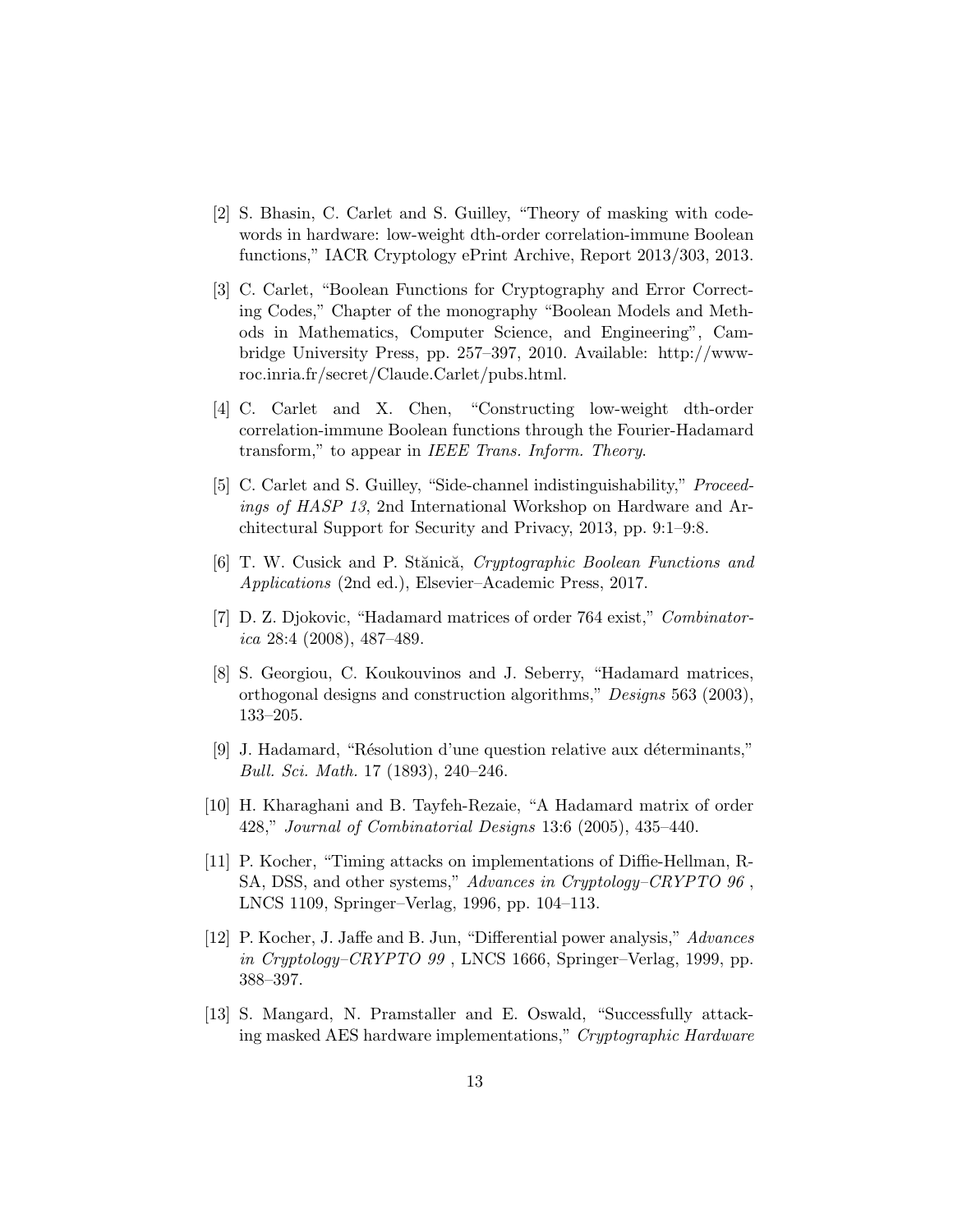[2] S. Bhasin, C. Carlet and S. Guilley, "Theory of masking with codewords in hardware: low-weight dth-order correlation-immune Boolean functions," IACR Cryptology ePrint Archive, Report 2013/303, 2013.

[3] C. Carlet, "Boolean Functions for Cryptography and Error Correcting Codes," Chapter of the monography "Boolean Models and Methods in Mathematics, Computer Science, and Engineering", Cambridge University Press, pp. 257–397, 2010. Available: http://www-roc.inria.fr/secret/Claude.Carlet/pubs.html.

[4] C. Carlet and X. Chen, "Constructing low-weight dth-order correlation-immune Boolean functions through the Fourier-Hadamard transform," to appear in *IEEE Trans. Inform. Theory*.

[5] C. Carlet and S. Guilley, "Side-channel indistinguishability," *Proceedings of HASP 13*, 2nd International Workshop on Hardware and Architectural Support for Security and Privacy, 2013, pp. 9:1–9:8.

[6] T. W. Cusick and P. Stănică, *Cryptographic Boolean Functions and Applications* (2nd ed.), Elsevier–Academic Press, 2017.

[7] D. Z. Djokovic, "Hadamard matrices of order 764 exist," *Combinatorica* 28:4 (2008), 487–489.

[8] S. Georgiou, C. Koukouvinos and J. Seberry, "Hadamard matrices, orthogonal designs and construction algorithms," *Designs* 563 (2003), 133–205.

[9] J. Hadamard, "Résolution d'une question relative aux déterminants," *Bull. Sci. Math.* 17 (1893), 240–246.

[10] H. Kharaghani and B. Tayfeh-Rezaie, "A Hadamard matrix of order 428," *Journal of Combinatorial Designs* 13:6 (2005), 435–440.

[11] P. Kocher, "Timing attacks on implementations of Diffie-Hellman, RSA, DSS, and other systems," *Advances in Cryptology–CRYPTO 96*, LNCS 1109, Springer–Verlag, 1996, pp. 104–113.

[12] P. Kocher, J. Jaffe and B. Jun, "Differential power analysis," *Advances in Cryptology–CRYPTO 99*, LNCS 1666, Springer–Verlag, 1999, pp. 388–397.

[13] S. Mangard, N. Pramstaller and E. Oswald, "Successfully attacking masked AES hardware implementations," *Cryptographic Hardware*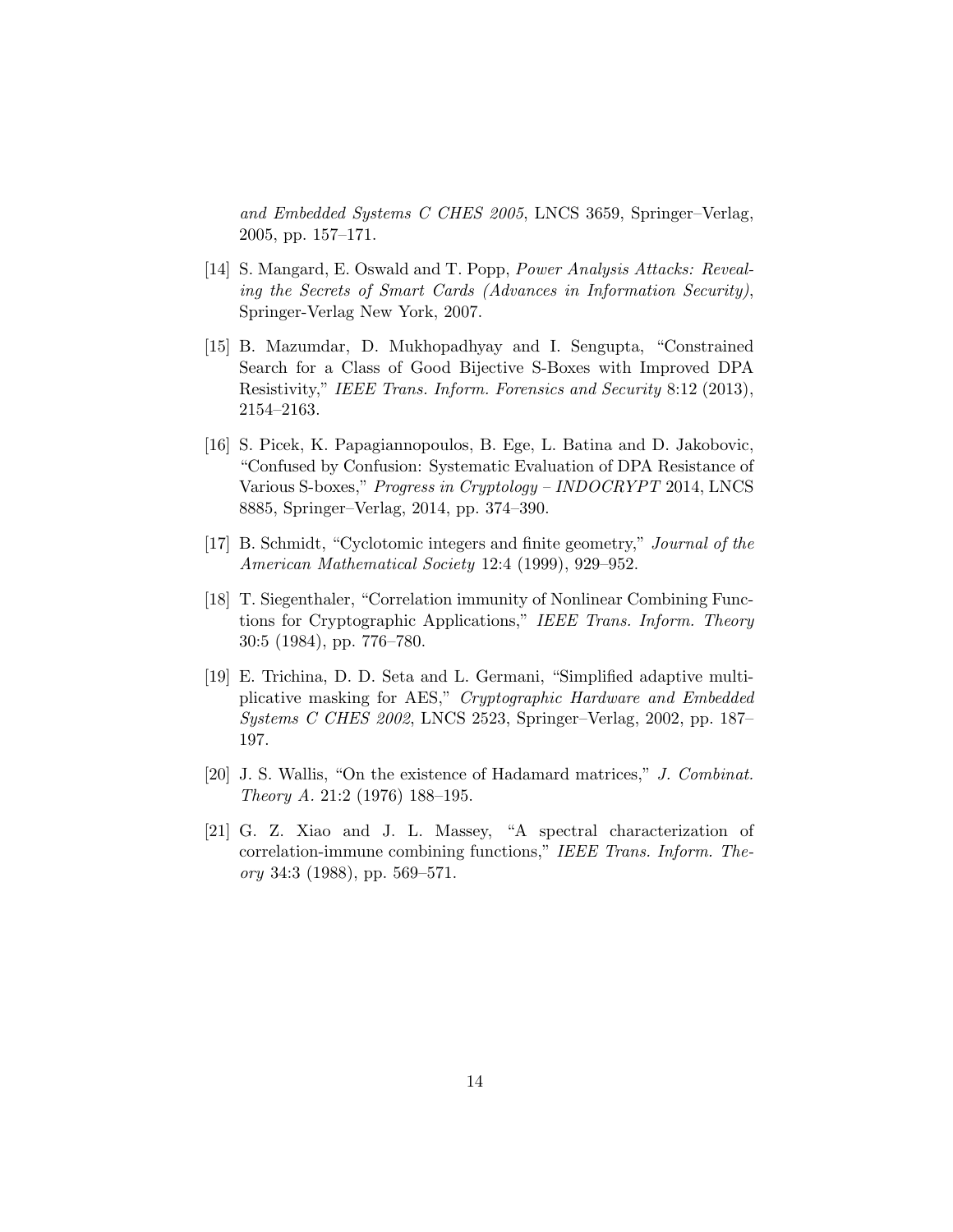*and Embedded Systems C CHES 2005*, LNCS 3659, Springer–Verlag, 2005, pp. 157–171.

[14] S. Mangard, E. Oswald and T. Popp, *Power Analysis Attacks: Revealing the Secrets of Smart Cards (Advances in Information Security)*, Springer-Verlag New York, 2007.

[15] B. Mazumdar, D. Mukhopadhyay and I. Sengupta, "Constrained Search for a Class of Good Bijective S-Boxes with Improved DPA Resistivity," *IEEE Trans. Inform. Forensics and Security* 8:12 (2013), 2154–2163.

[16] S. Picek, K. Papagiannopoulos, B. Ege, L. Batina and D. Jakobovic, "Confused by Confusion: Systematic Evaluation of DPA Resistance of Various S-boxes," *Progress in Cryptology – INDOCRYPT* 2014, LNCS 8885, Springer–Verlag, 2014, pp. 374–390.

[17] B. Schmidt, "Cyclotomic integers and finite geometry," *Journal of the American Mathematical Society* 12:4 (1999), 929–952.

[18] T. Siegenthaler, "Correlation immunity of Nonlinear Combining Functions for Cryptographic Applications," *IEEE Trans. Inform. Theory* 30:5 (1984), pp. 776–780.

[19] E. Trichina, D. D. Seta and L. Germani, "Simplified adaptive multiplicative masking for AES," *Cryptographic Hardware and Embedded Systems C CHES 2002*, LNCS 2523, Springer–Verlag, 2002, pp. 187–197.

[20] J. S. Wallis, "On the existence of Hadamard matrices," *J. Combinat. Theory A.* 21:2 (1976) 188–195.

[21] G. Z. Xiao and J. L. Massey, "A spectral characterization of correlation-immune combining functions," *IEEE Trans. Inform. Theory* 34:3 (1988), pp. 569–571.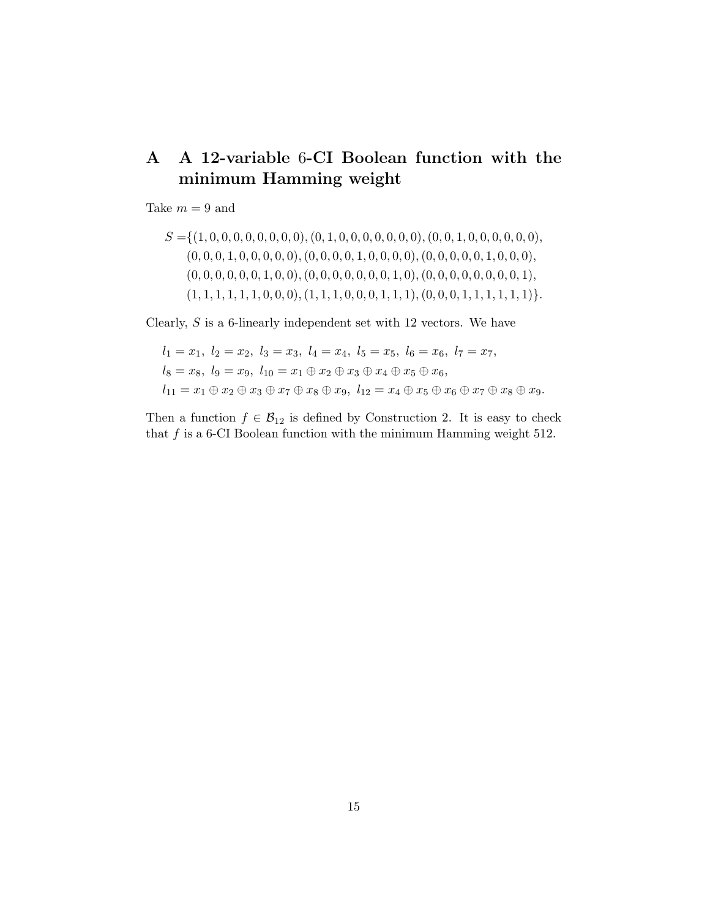# A A 12-variable 6-CI Boolean function with the minimum Hamming weight

Take $m = 9$ and

$$
\begin{aligned}
S =\{&(1,0,0,0,0,0,0,0,0),(0,1,0,0,0,0,0,0,0),(0,0,1,0,0,0,0,0,0),\\
&(0,0,0,1,0,0,0,0,0),(0,0,0,0,1,0,0,0,0),(0,0,0,0,0,1,0,0,0),\\
&(0,0,0,0,0,0,1,0,0),(0,0,0,0,0,0,0,1,0),(0,0,0,0,0,0,0,0,1),\\
&(1,1,1,1,1,1,0,0,0),(1,1,1,0,0,0,1,1,1),(0,0,0,1,1,1,1,1,1)\}.
\end{aligned}
$$

Clearly, $S$ is a 6-linearly independent set with 12 vectors. We have

$$
\begin{aligned}
&l_1 = x_1,\ l_2 = x_2,\ l_3 = x_3,\ l_4 = x_4,\ l_5 = x_5,\ l_6 = x_6,\ l_7 = x_7,\\
&l_8 = x_8,\ l_9 = x_9,\ l_{10} = x_1 \oplus x_2 \oplus x_3 \oplus x_4 \oplus x_5 \oplus x_6,\\
&l_{11} = x_1 \oplus x_2 \oplus x_3 \oplus x_7 \oplus x_8 \oplus x_9,\ l_{12} = x_4 \oplus x_5 \oplus x_6 \oplus x_7 \oplus x_8 \oplus x_9.
\end{aligned}
$$

Then a function $f \in \mathcal{B}_{12}$ is defined by Construction 2. It is easy to check that $f$ is a 6-CI Boolean function with the minimum Hamming weight 512.